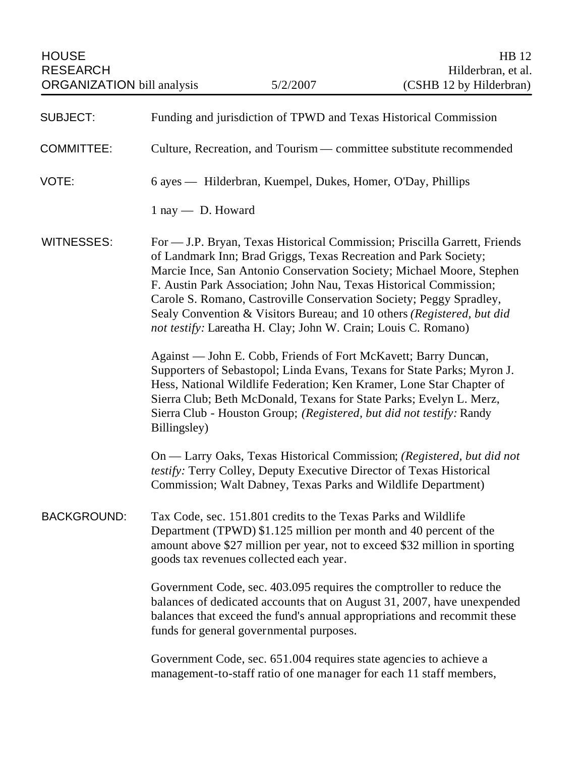HOUSE RESEARCH ORGANIZATION bill analysis | 5/2/2007 | HB 12 Hilderbran, et al. (CSHB 12 by Hilderbran)

**SUBJECT:** Funding and jurisdiction of TPWD and Texas Historical Commission

**COMMITTEE:** Culture, Recreation, and Tourism — committee substitute recommended

**VOTE:** 6 ayes — Hilderbran, Kuempel, Dukes, Homer, O'Day, Phillips

1 nay — D. Howard

**WITNESSES:** For — J.P. Bryan, Texas Historical Commission; Priscilla Garrett, Friends of Landmark Inn; Brad Griggs, Texas Recreation and Park Society; Marcie Ince, San Antonio Conservation Society; Michael Moore, Stephen F. Austin Park Association; John Nau, Texas Historical Commission; Carole S. Romano, Castroville Conservation Society; Peggy Spradley, Sealy Convention & Visitors Bureau; and 10 others *(Registered, but did not testify:* Lareatha H. Clay; John W. Crain; Louis C. Romano)

Against — John E. Cobb, Friends of Fort McKavett; Barry Duncan, Supporters of Sebastopol; Linda Evans, Texans for State Parks; Myron J. Hess, National Wildlife Federation; Ken Kramer, Lone Star Chapter of Sierra Club; Beth McDonald, Texans for State Parks; Evelyn L. Merz, Sierra Club - Houston Group; *(Registered, but did not testify:* Randy Billingsley)

On — Larry Oaks, Texas Historical Commission; *(Registered, but did not testify:* Terry Colley, Deputy Executive Director of Texas Historical Commission; Walt Dabney, Texas Parks and Wildlife Department)

**BACKGROUND:** Tax Code, sec. 151.801 credits to the Texas Parks and Wildlife Department (TPWD) $1.125 million per month and 40 percent of the amount above $27 million per year, not to exceed $32 million in sporting goods tax revenues collected each year.

Government Code, sec. 403.095 requires the comptroller to reduce the balances of dedicated accounts that on August 31, 2007, have unexpended balances that exceed the fund's annual appropriations and recommit these funds for general governmental purposes.

Government Code, sec. 651.004 requires state agencies to achieve a management-to-staff ratio of one manager for each 11 staff members,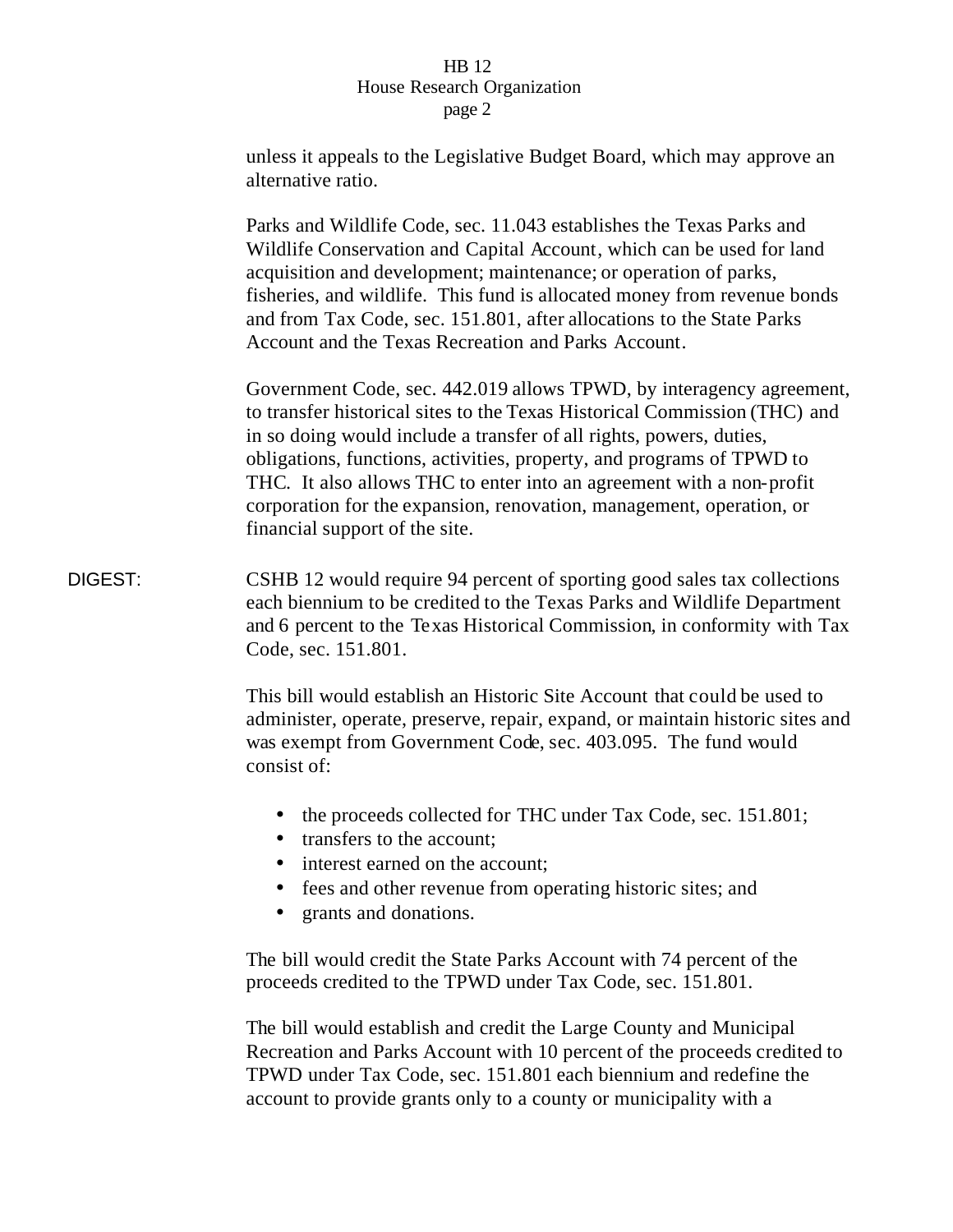unless it appeals to the Legislative Budget Board, which may approve an alternative ratio.

Parks and Wildlife Code, sec. 11.043 establishes the Texas Parks and Wildlife Conservation and Capital Account, which can be used for land acquisition and development; maintenance; or operation of parks, fisheries, and wildlife. This fund is allocated money from revenue bonds and from Tax Code, sec. 151.801, after allocations to the State Parks Account and the Texas Recreation and Parks Account.

Government Code, sec. 442.019 allows TPWD, by interagency agreement, to transfer historical sites to the Texas Historical Commission (THC) and in so doing would include a transfer of all rights, powers, duties, obligations, functions, activities, property, and programs of TPWD to THC. It also allows THC to enter into an agreement with a non-profit corporation for the expansion, renovation, management, operation, or financial support of the site.

**DIGEST:** CSHB 12 would require 94 percent of sporting good sales tax collections each biennium to be credited to the Texas Parks and Wildlife Department and 6 percent to the Texas Historical Commission, in conformity with Tax Code, sec. 151.801.

This bill would establish an Historic Site Account that could be used to administer, operate, preserve, repair, expand, or maintain historic sites and was exempt from Government Code, sec. 403.095. The fund would consist of:

- the proceeds collected for THC under Tax Code, sec. 151.801;
- transfers to the account;
- interest earned on the account;
- fees and other revenue from operating historic sites; and
- grants and donations.

The bill would credit the State Parks Account with 74 percent of the proceeds credited to the TPWD under Tax Code, sec. 151.801.

The bill would establish and credit the Large County and Municipal Recreation and Parks Account with 10 percent of the proceeds credited to TPWD under Tax Code, sec. 151.801 each biennium and redefine the account to provide grants only to a county or municipality with a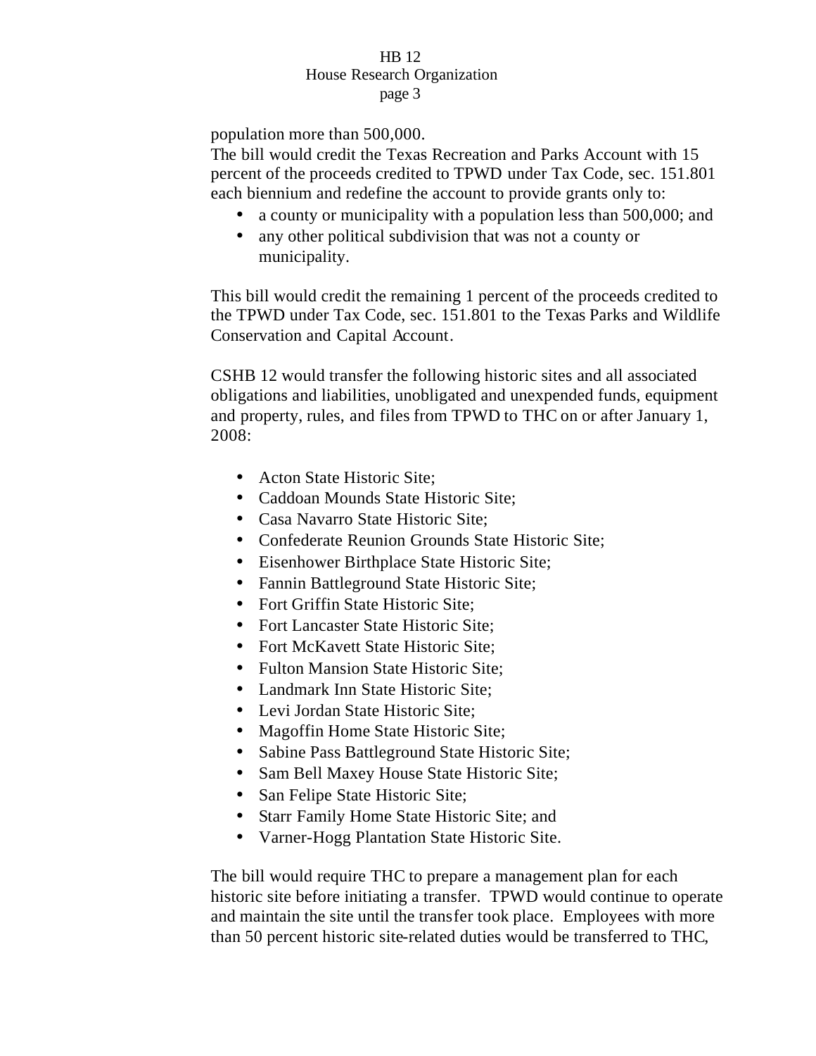population more than 500,000.
The bill would credit the Texas Recreation and Parks Account with 15 percent of the proceeds credited to TPWD under Tax Code, sec. 151.801 each biennium and redefine the account to provide grants only to:

- a county or municipality with a population less than 500,000; and
- any other political subdivision that was not a county or municipality.

This bill would credit the remaining 1 percent of the proceeds credited to the TPWD under Tax Code, sec. 151.801 to the Texas Parks and Wildlife Conservation and Capital Account.

CSHB 12 would transfer the following historic sites and all associated obligations and liabilities, unobligated and unexpended funds, equipment and property, rules, and files from TPWD to THC on or after January 1, 2008:

- Acton State Historic Site;
- Caddoan Mounds State Historic Site;
- Casa Navarro State Historic Site;
- Confederate Reunion Grounds State Historic Site;
- Eisenhower Birthplace State Historic Site;
- Fannin Battleground State Historic Site;
- Fort Griffin State Historic Site;
- Fort Lancaster State Historic Site;
- Fort McKavett State Historic Site;
- Fulton Mansion State Historic Site;
- Landmark Inn State Historic Site;
- Levi Jordan State Historic Site;
- Magoffin Home State Historic Site;
- Sabine Pass Battleground State Historic Site;
- Sam Bell Maxey House State Historic Site;
- San Felipe State Historic Site;
- Starr Family Home State Historic Site; and
- Varner-Hogg Plantation State Historic Site.

The bill would require THC to prepare a management plan for each historic site before initiating a transfer. TPWD would continue to operate and maintain the site until the transfer took place. Employees with more than 50 percent historic site-related duties would be transferred to THC,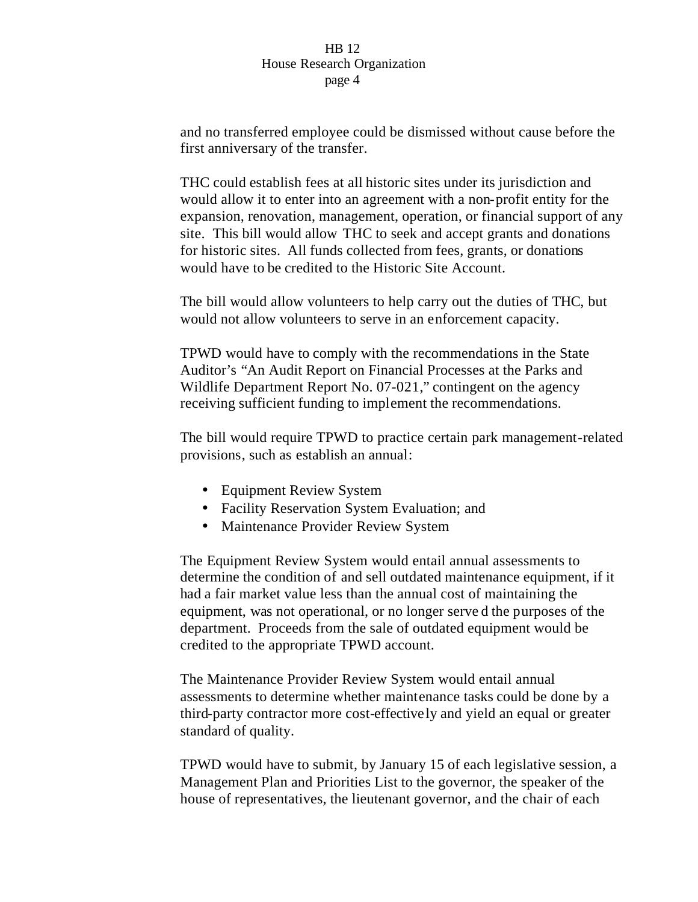and no transferred employee could be dismissed without cause before the first anniversary of the transfer.

THC could establish fees at all historic sites under its jurisdiction and would allow it to enter into an agreement with a non-profit entity for the expansion, renovation, management, operation, or financial support of any site. This bill would allow THC to seek and accept grants and donations for historic sites. All funds collected from fees, grants, or donations would have to be credited to the Historic Site Account.

The bill would allow volunteers to help carry out the duties of THC, but would not allow volunteers to serve in an enforcement capacity.

TPWD would have to comply with the recommendations in the State Auditor's "An Audit Report on Financial Processes at the Parks and Wildlife Department Report No. 07-021," contingent on the agency receiving sufficient funding to implement the recommendations.

The bill would require TPWD to practice certain park management-related provisions, such as establish an annual:

- Equipment Review System
- Facility Reservation System Evaluation; and
- Maintenance Provider Review System

The Equipment Review System would entail annual assessments to determine the condition of and sell outdated maintenance equipment, if it had a fair market value less than the annual cost of maintaining the equipment, was not operational, or no longer served the purposes of the department. Proceeds from the sale of outdated equipment would be credited to the appropriate TPWD account.

The Maintenance Provider Review System would entail annual assessments to determine whether maintenance tasks could be done by a third-party contractor more cost-effectively and yield an equal or greater standard of quality.

TPWD would have to submit, by January 15 of each legislative session, a Management Plan and Priorities List to the governor, the speaker of the house of representatives, the lieutenant governor, and the chair of each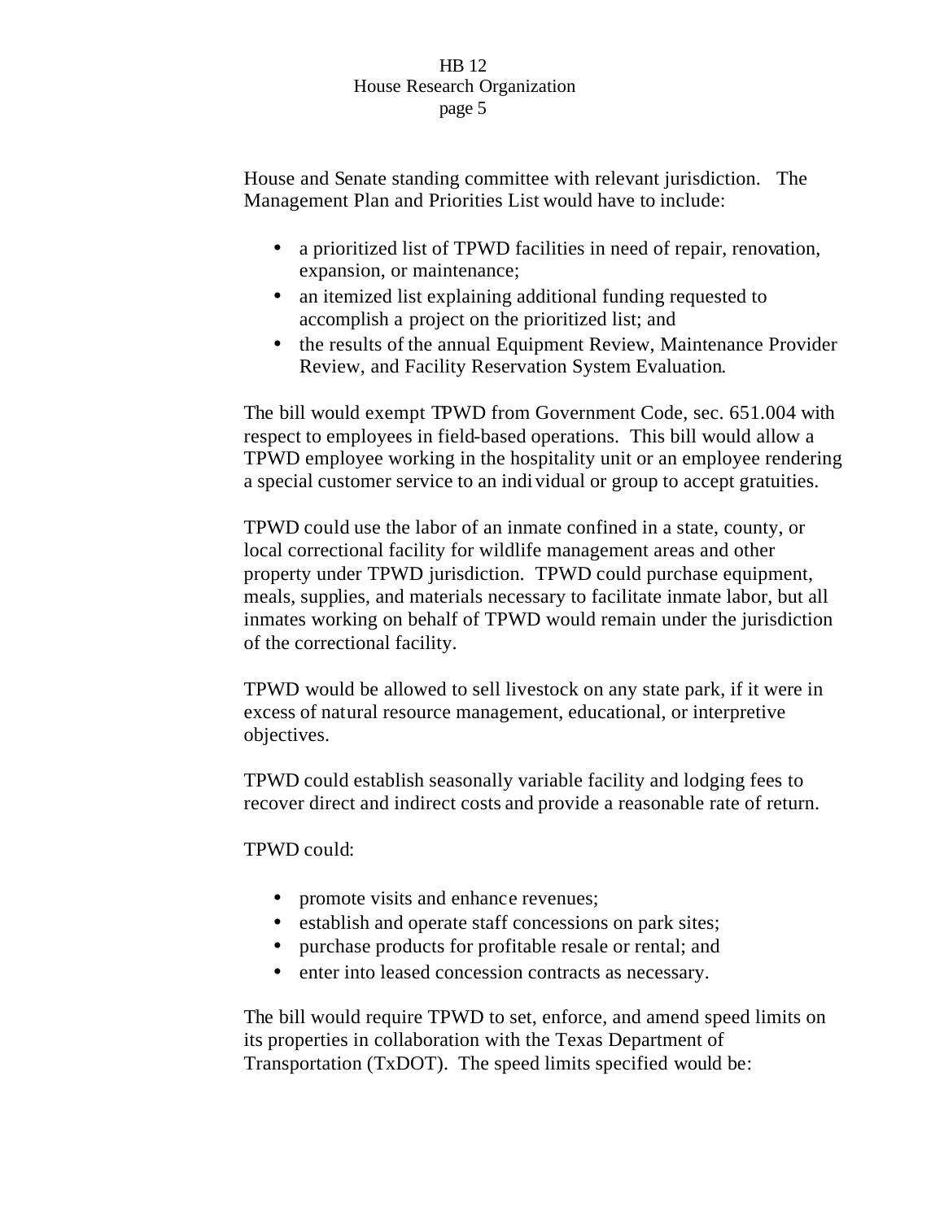House and Senate standing committee with relevant jurisdiction. The Management Plan and Priorities List would have to include:

- a prioritized list of TPWD facilities in need of repair, renovation, expansion, or maintenance;
- an itemized list explaining additional funding requested to accomplish a project on the prioritized list; and
- the results of the annual Equipment Review, Maintenance Provider Review, and Facility Reservation System Evaluation.

The bill would exempt TPWD from Government Code, sec. 651.004 with respect to employees in field-based operations. This bill would allow a TPWD employee working in the hospitality unit or an employee rendering a special customer service to an individual or group to accept gratuities.

TPWD could use the labor of an inmate confined in a state, county, or local correctional facility for wildlife management areas and other property under TPWD jurisdiction. TPWD could purchase equipment, meals, supplies, and materials necessary to facilitate inmate labor, but all inmates working on behalf of TPWD would remain under the jurisdiction of the correctional facility.

TPWD would be allowed to sell livestock on any state park, if it were in excess of natural resource management, educational, or interpretive objectives.

TPWD could establish seasonally variable facility and lodging fees to recover direct and indirect costs and provide a reasonable rate of return.

TPWD could:

- promote visits and enhance revenues;
- establish and operate staff concessions on park sites;
- purchase products for profitable resale or rental; and
- enter into leased concession contracts as necessary.

The bill would require TPWD to set, enforce, and amend speed limits on its properties in collaboration with the Texas Department of Transportation (TxDOT). The speed limits specified would be: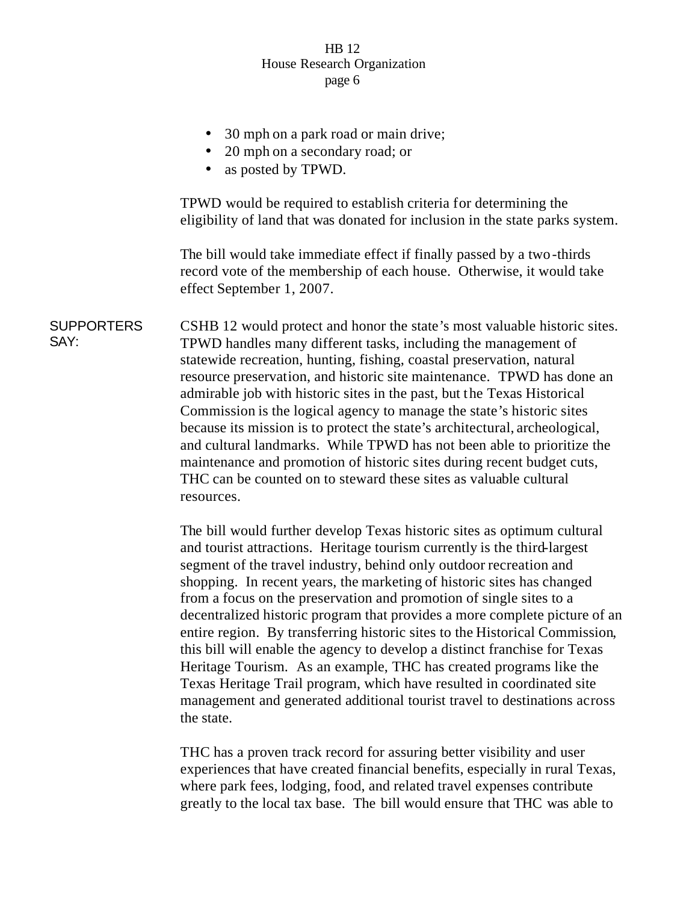- 30 mph on a park road or main drive;
- 20 mph on a secondary road; or
- as posted by TPWD.

TPWD would be required to establish criteria for determining the eligibility of land that was donated for inclusion in the state parks system.

The bill would take immediate effect if finally passed by a two-thirds record vote of the membership of each house. Otherwise, it would take effect September 1, 2007.

**SUPPORTERS SAY:**

CSHB 12 would protect and honor the state's most valuable historic sites. TPWD handles many different tasks, including the management of statewide recreation, hunting, fishing, coastal preservation, natural resource preservation, and historic site maintenance. TPWD has done an admirable job with historic sites in the past, but the Texas Historical Commission is the logical agency to manage the state's historic sites because its mission is to protect the state's architectural, archeological, and cultural landmarks. While TPWD has not been able to prioritize the maintenance and promotion of historic sites during recent budget cuts, THC can be counted on to steward these sites as valuable cultural resources.

The bill would further develop Texas historic sites as optimum cultural and tourist attractions. Heritage tourism currently is the third-largest segment of the travel industry, behind only outdoor recreation and shopping. In recent years, the marketing of historic sites has changed from a focus on the preservation and promotion of single sites to a decentralized historic program that provides a more complete picture of an entire region. By transferring historic sites to the Historical Commission, this bill will enable the agency to develop a distinct franchise for Texas Heritage Tourism. As an example, THC has created programs like the Texas Heritage Trail program, which have resulted in coordinated site management and generated additional tourist travel to destinations across the state.

THC has a proven track record for assuring better visibility and user experiences that have created financial benefits, especially in rural Texas, where park fees, lodging, food, and related travel expenses contribute greatly to the local tax base. The bill would ensure that THC was able to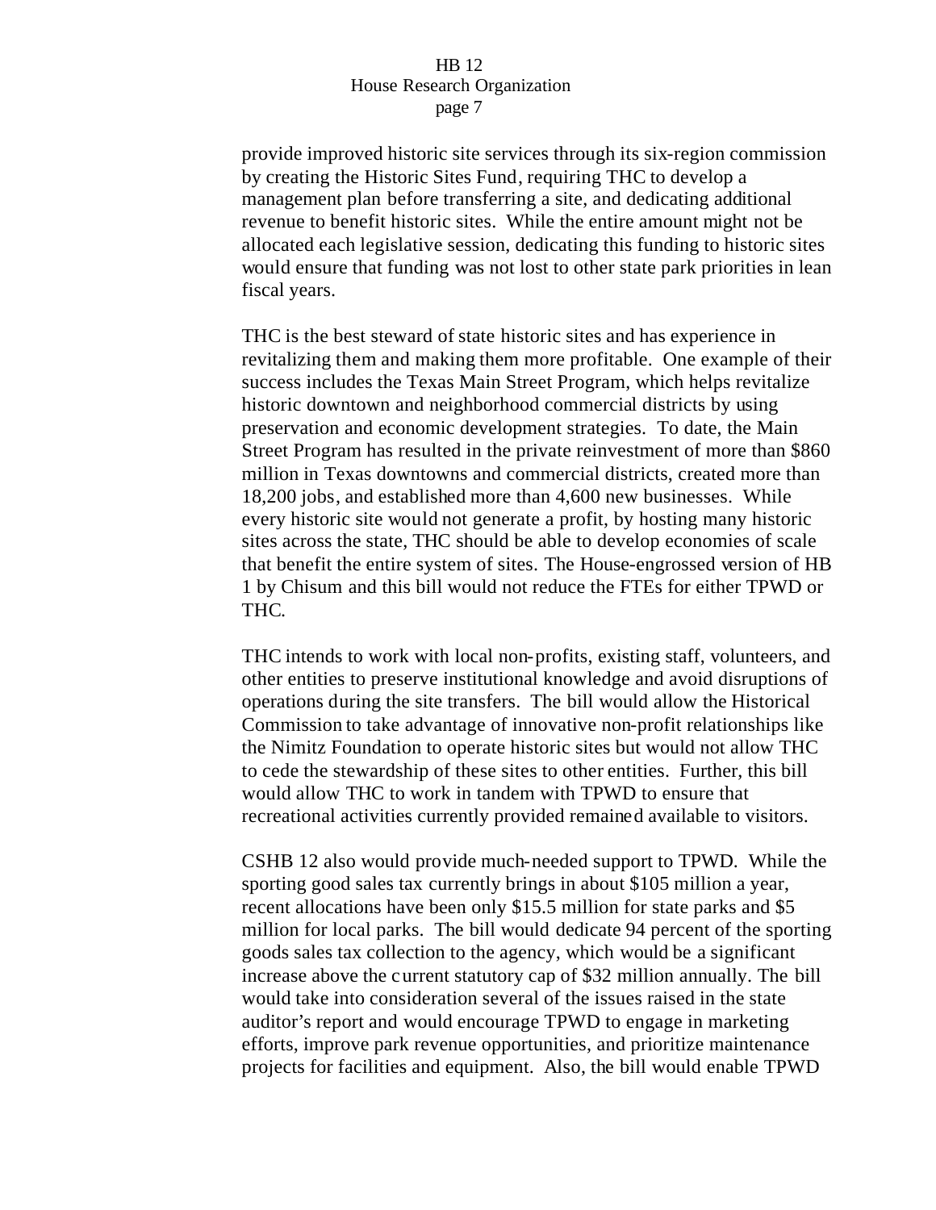provide improved historic site services through its six-region commission by creating the Historic Sites Fund, requiring THC to develop a management plan before transferring a site, and dedicating additional revenue to benefit historic sites. While the entire amount might not be allocated each legislative session, dedicating this funding to historic sites would ensure that funding was not lost to other state park priorities in lean fiscal years.

THC is the best steward of state historic sites and has experience in revitalizing them and making them more profitable. One example of their success includes the Texas Main Street Program, which helps revitalize historic downtown and neighborhood commercial districts by using preservation and economic development strategies. To date, the Main Street Program has resulted in the private reinvestment of more than $860 million in Texas downtowns and commercial districts, created more than 18,200 jobs, and established more than 4,600 new businesses. While every historic site would not generate a profit, by hosting many historic sites across the state, THC should be able to develop economies of scale that benefit the entire system of sites. The House-engrossed version of HB 1 by Chisum and this bill would not reduce the FTEs for either TPWD or THC.

THC intends to work with local non-profits, existing staff, volunteers, and other entities to preserve institutional knowledge and avoid disruptions of operations during the site transfers. The bill would allow the Historical Commission to take advantage of innovative non-profit relationships like the Nimitz Foundation to operate historic sites but would not allow THC to cede the stewardship of these sites to other entities. Further, this bill would allow THC to work in tandem with TPWD to ensure that recreational activities currently provided remained available to visitors.

CSHB 12 also would provide much-needed support to TPWD. While the sporting good sales tax currently brings in about $105 million a year, recent allocations have been only $15.5 million for state parks and $5 million for local parks. The bill would dedicate 94 percent of the sporting goods sales tax collection to the agency, which would be a significant increase above the current statutory cap of $32 million annually. The bill would take into consideration several of the issues raised in the state auditor's report and would encourage TPWD to engage in marketing efforts, improve park revenue opportunities, and prioritize maintenance projects for facilities and equipment. Also, the bill would enable TPWD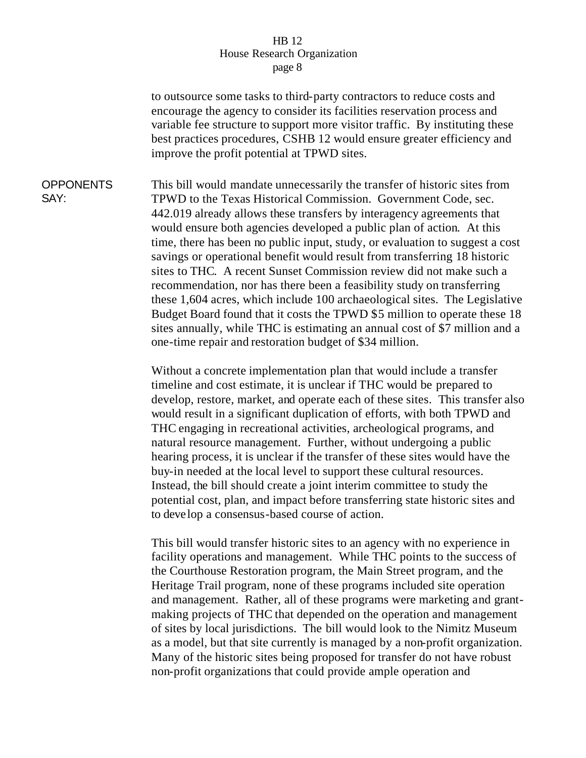to outsource some tasks to third-party contractors to reduce costs and encourage the agency to consider its facilities reservation process and variable fee structure to support more visitor traffic. By instituting these best practices procedures, CSHB 12 would ensure greater efficiency and improve the profit potential at TPWD sites.

**OPPONENTS SAY:**

This bill would mandate unnecessarily the transfer of historic sites from TPWD to the Texas Historical Commission. Government Code, sec. 442.019 already allows these transfers by interagency agreements that would ensure both agencies developed a public plan of action. At this time, there has been no public input, study, or evaluation to suggest a cost savings or operational benefit would result from transferring 18 historic sites to THC. A recent Sunset Commission review did not make such a recommendation, nor has there been a feasibility study on transferring these 1,604 acres, which include 100 archaeological sites. The Legislative Budget Board found that it costs the TPWD $5 million to operate these 18 sites annually, while THC is estimating an annual cost of $7 million and a one-time repair and restoration budget of $34 million.

Without a concrete implementation plan that would include a transfer timeline and cost estimate, it is unclear if THC would be prepared to develop, restore, market, and operate each of these sites. This transfer also would result in a significant duplication of efforts, with both TPWD and THC engaging in recreational activities, archeological programs, and natural resource management. Further, without undergoing a public hearing process, it is unclear if the transfer of these sites would have the buy-in needed at the local level to support these cultural resources. Instead, the bill should create a joint interim committee to study the potential cost, plan, and impact before transferring state historic sites and to develop a consensus-based course of action.

This bill would transfer historic sites to an agency with no experience in facility operations and management. While THC points to the success of the Courthouse Restoration program, the Main Street program, and the Heritage Trail program, none of these programs included site operation and management. Rather, all of these programs were marketing and grant-making projects of THC that depended on the operation and management of sites by local jurisdictions. The bill would look to the Nimitz Museum as a model, but that site currently is managed by a non-profit organization. Many of the historic sites being proposed for transfer do not have robust non-profit organizations that could provide ample operation and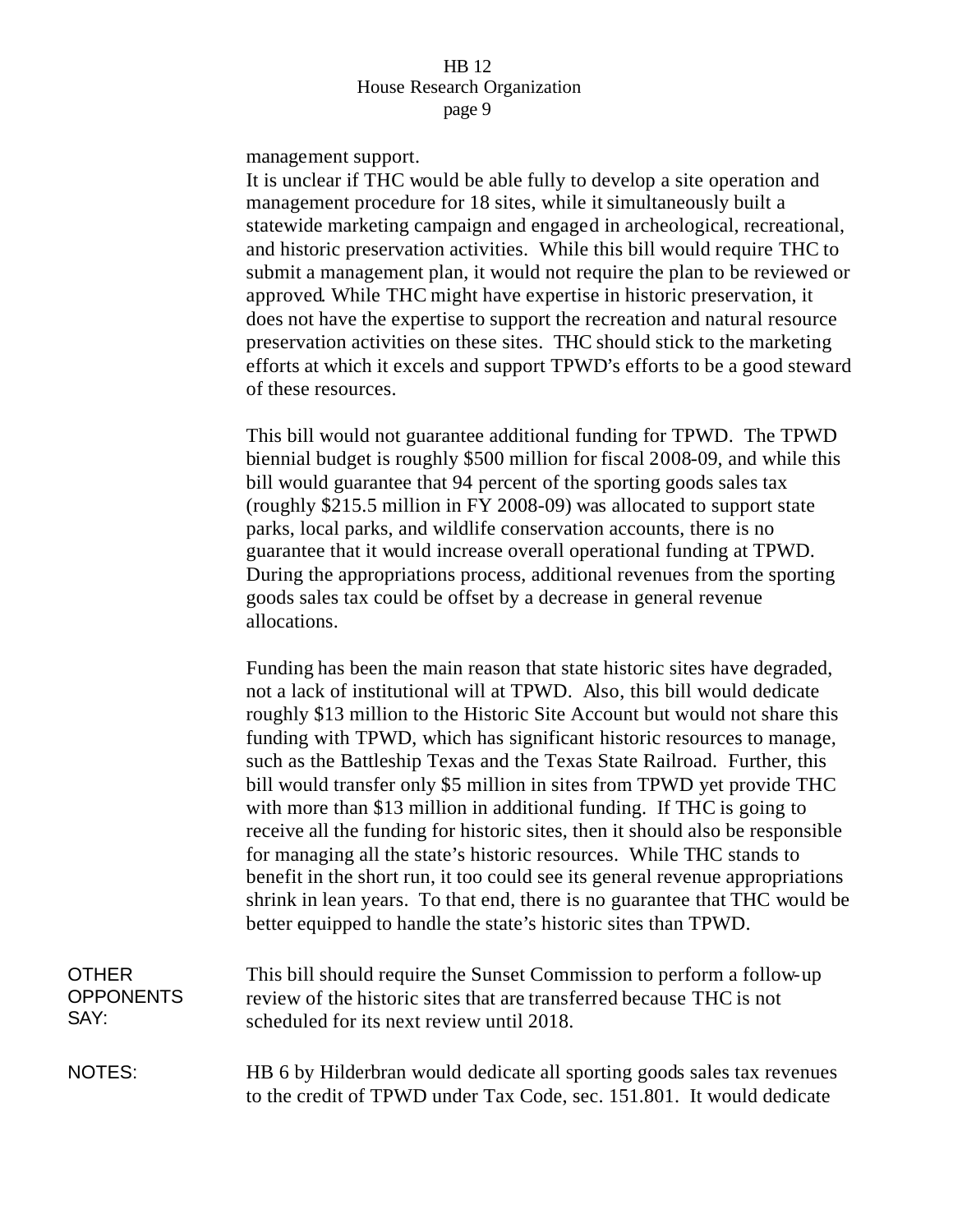management support.

It is unclear if THC would be able fully to develop a site operation and management procedure for 18 sites, while it simultaneously built a statewide marketing campaign and engaged in archeological, recreational, and historic preservation activities. While this bill would require THC to submit a management plan, it would not require the plan to be reviewed or approved. While THC might have expertise in historic preservation, it does not have the expertise to support the recreation and natural resource preservation activities on these sites. THC should stick to the marketing efforts at which it excels and support TPWD's efforts to be a good steward of these resources.

This bill would not guarantee additional funding for TPWD. The TPWD biennial budget is roughly $500 million for fiscal 2008-09, and while this bill would guarantee that 94 percent of the sporting goods sales tax (roughly $215.5 million in FY 2008-09) was allocated to support state parks, local parks, and wildlife conservation accounts, there is no guarantee that it would increase overall operational funding at TPWD. During the appropriations process, additional revenues from the sporting goods sales tax could be offset by a decrease in general revenue allocations.

Funding has been the main reason that state historic sites have degraded, not a lack of institutional will at TPWD. Also, this bill would dedicate roughly $13 million to the Historic Site Account but would not share this funding with TPWD, which has significant historic resources to manage, such as the Battleship Texas and the Texas State Railroad. Further, this bill would transfer only $5 million in sites from TPWD yet provide THC with more than $13 million in additional funding. If THC is going to receive all the funding for historic sites, then it should also be responsible for managing all the state's historic resources. While THC stands to benefit in the short run, it too could see its general revenue appropriations shrink in lean years. To that end, there is no guarantee that THC would be better equipped to handle the state's historic sites than TPWD.

**OTHER OPPONENTS SAY:**

This bill should require the Sunset Commission to perform a follow-up review of the historic sites that are transferred because THC is not scheduled for its next review until 2018.

**NOTES:**

HB 6 by Hilderbran would dedicate all sporting goods sales tax revenues to the credit of TPWD under Tax Code, sec. 151.801. It would dedicate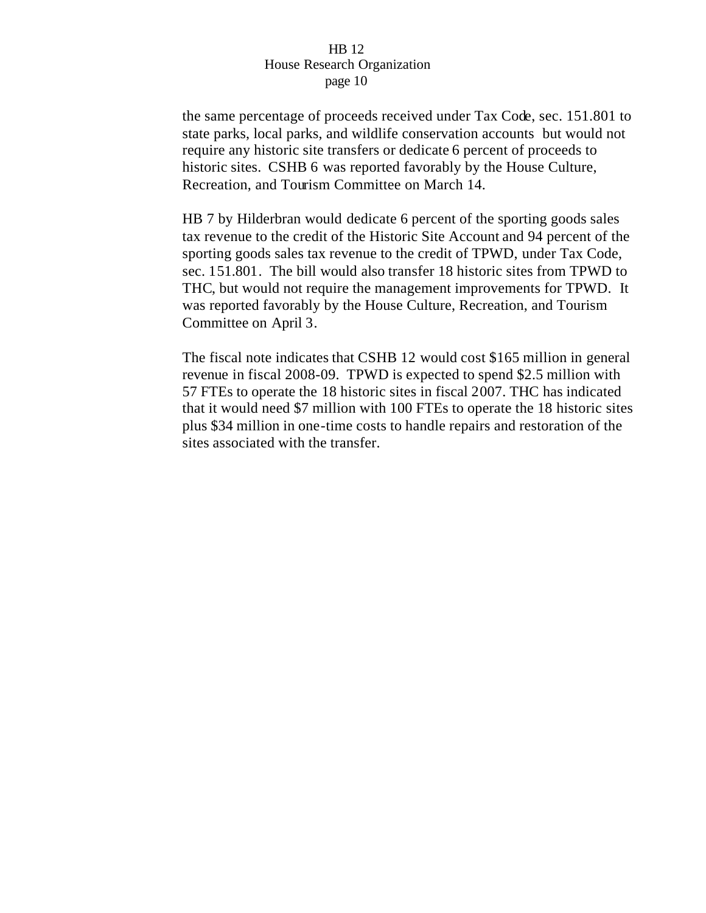the same percentage of proceeds received under Tax Code, sec. 151.801 to state parks, local parks, and wildlife conservation accounts but would not require any historic site transfers or dedicate 6 percent of proceeds to historic sites. CSHB 6 was reported favorably by the House Culture, Recreation, and Tourism Committee on March 14.

HB 7 by Hilderbran would dedicate 6 percent of the sporting goods sales tax revenue to the credit of the Historic Site Account and 94 percent of the sporting goods sales tax revenue to the credit of TPWD, under Tax Code, sec. 151.801. The bill would also transfer 18 historic sites from TPWD to THC, but would not require the management improvements for TPWD. It was reported favorably by the House Culture, Recreation, and Tourism Committee on April 3.

The fiscal note indicates that CSHB 12 would cost $165 million in general revenue in fiscal 2008-09. TPWD is expected to spend $2.5 million with 57 FTEs to operate the 18 historic sites in fiscal 2007. THC has indicated that it would need $7 million with 100 FTEs to operate the 18 historic sites plus $34 million in one-time costs to handle repairs and restoration of the sites associated with the transfer.